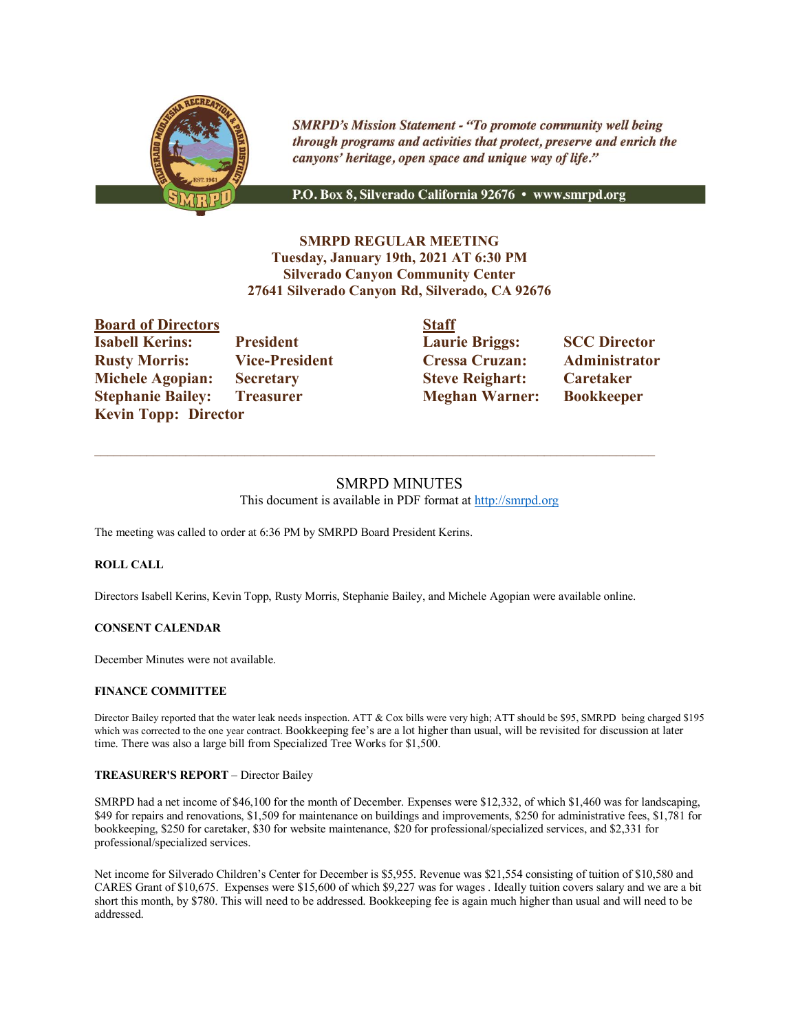*SMRPD's Mission Statement - "To promote community well being through programs and activities that protect, preserve and enrich the canyons' heritage, open space and unique way of life."*

**P.O. Box 8, Silverado California 92676 • www.smrpd.org**

**SMRPD REGULAR MEETING**
**Tuesday, January 19th, 2021 AT 6:30 PM**
**Silverado Canyon Community Center**
**27641 Silverado Canyon Rd, Silverado, CA 92676**

**Board of Directors**
**Isabell Kerins: President**
**Rusty Morris: Vice-President**
**Michele Agopian: Secretary**
**Stephanie Bailey: Treasurer**
**Kevin Topp: Director**

**Staff**
**Laurie Briggs: SCC Director**
**Cressa Cruzan: Administrator**
**Steve Reighart: Caretaker**
**Meghan Warner: Bookkeeper**

---

# SMRPD MINUTES

This document is available in PDF format at http://smrpd.org

The meeting was called to order at 6:36 PM by SMRPD Board President Kerins.

**ROLL CALL**

Directors Isabell Kerins, Kevin Topp, Rusty Morris, Stephanie Bailey, and Michele Agopian were available online.

**CONSENT CALENDAR**

December Minutes were not available.

**FINANCE COMMITTEE**

Director Bailey reported that the water leak needs inspection. ATT & Cox bills were very high; ATT should be $95, SMRPD being charged $195 which was corrected to the one year contract. Bookkeeping fee's are a lot higher than usual, will be revisited for discussion at later time. There was also a large bill from Specialized Tree Works for $1,500.

**TREASURER'S REPORT** – Director Bailey

SMRPD had a net income of $46,100 for the month of December. Expenses were $12,332, of which $1,460 was for landscaping, $49 for repairs and renovations, $1,509 for maintenance on buildings and improvements, $250 for administrative fees, $1,781 for bookkeeping, $250 for caretaker, $30 for website maintenance, $20 for professional/specialized services, and $2,331 for professional/specialized services.

Net income for Silverado Children's Center for December is $5,955. Revenue was $21,554 consisting of tuition of $10,580 and CARES Grant of $10,675. Expenses were $15,600 of which $9,227 was for wages . Ideally tuition covers salary and we are a bit short this month, by $780. This will need to be addressed. Bookkeeping fee is again much higher than usual and will need to be addressed.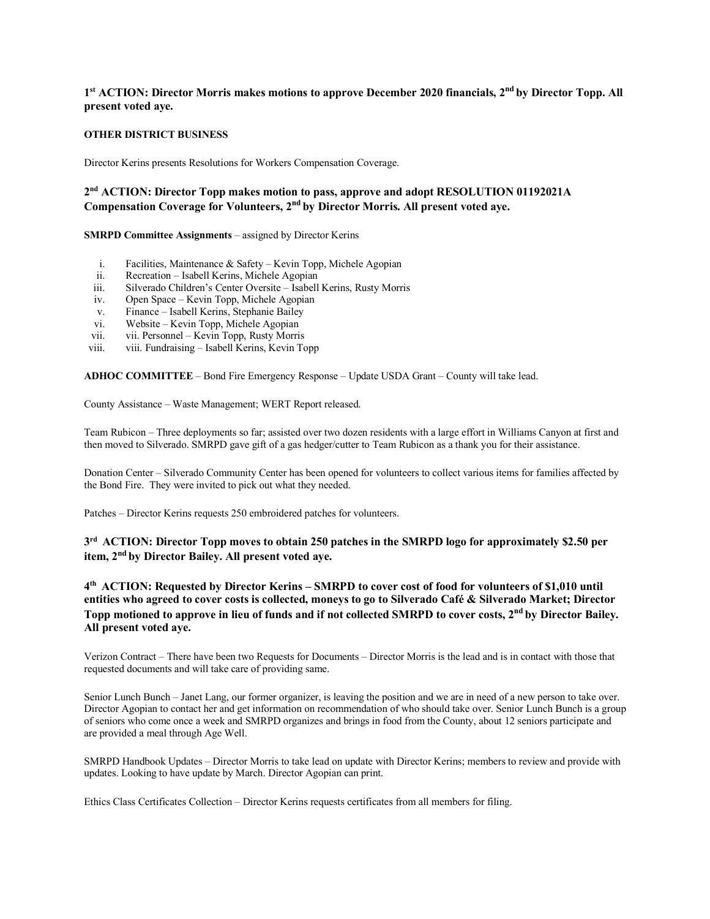**1st ACTION: Director Morris makes motions to approve December 2020 financials, 2nd by Director Topp. All present voted aye.**

**OTHER DISTRICT BUSINESS**

Director Kerins presents Resolutions for Workers Compensation Coverage.

**2nd ACTION: Director Topp makes motion to pass, approve and adopt RESOLUTION 01192021A Compensation Coverage for Volunteers, 2nd by Director Morris. All present voted aye.**

**SMRPD Committee Assignments** – assigned by Director Kerins

i. Facilities, Maintenance & Safety – Kevin Topp, Michele Agopian
ii. Recreation – Isabell Kerins, Michele Agopian
iii. Silverado Children's Center Oversite – Isabell Kerins, Rusty Morris
iv. Open Space – Kevin Topp, Michele Agopian
v. Finance – Isabell Kerins, Stephanie Bailey
vi. Website – Kevin Topp, Michele Agopian
vii. vii. Personnel – Kevin Topp, Rusty Morris
viii. viii. Fundraising – Isabell Kerins, Kevin Topp

**ADHOC COMMITTEE** – Bond Fire Emergency Response – Update USDA Grant – County will take lead.

County Assistance – Waste Management; WERT Report released.

Team Rubicon – Three deployments so far; assisted over two dozen residents with a large effort in Williams Canyon at first and then moved to Silverado. SMRPD gave gift of a gas hedger/cutter to Team Rubicon as a thank you for their assistance.

Donation Center – Silverado Community Center has been opened for volunteers to collect various items for families affected by the Bond Fire. They were invited to pick out what they needed.

Patches – Director Kerins requests 250 embroidered patches for volunteers.

**3rd ACTION: Director Topp moves to obtain 250 patches in the SMRPD logo for approximately $2.50 per item, 2nd by Director Bailey. All present voted aye.**

**4th ACTION: Requested by Director Kerins – SMRPD to cover cost of food for volunteers of $1,010 until entities who agreed to cover costs is collected, moneys to go to Silverado Café & Silverado Market; Director Topp motioned to approve in lieu of funds and if not collected SMRPD to cover costs, 2nd by Director Bailey. All present voted aye.**

Verizon Contract – There have been two Requests for Documents – Director Morris is the lead and is in contact with those that requested documents and will take care of providing same.

Senior Lunch Bunch – Janet Lang, our former organizer, is leaving the position and we are in need of a new person to take over. Director Agopian to contact her and get information on recommendation of who should take over. Senior Lunch Bunch is a group of seniors who come once a week and SMRPD organizes and brings in food from the County, about 12 seniors participate and are provided a meal through Age Well.

SMRPD Handbook Updates – Director Morris to take lead on update with Director Kerins; members to review and provide with updates. Looking to have update by March. Director Agopian can print.

Ethics Class Certificates Collection – Director Kerins requests certificates from all members for filing.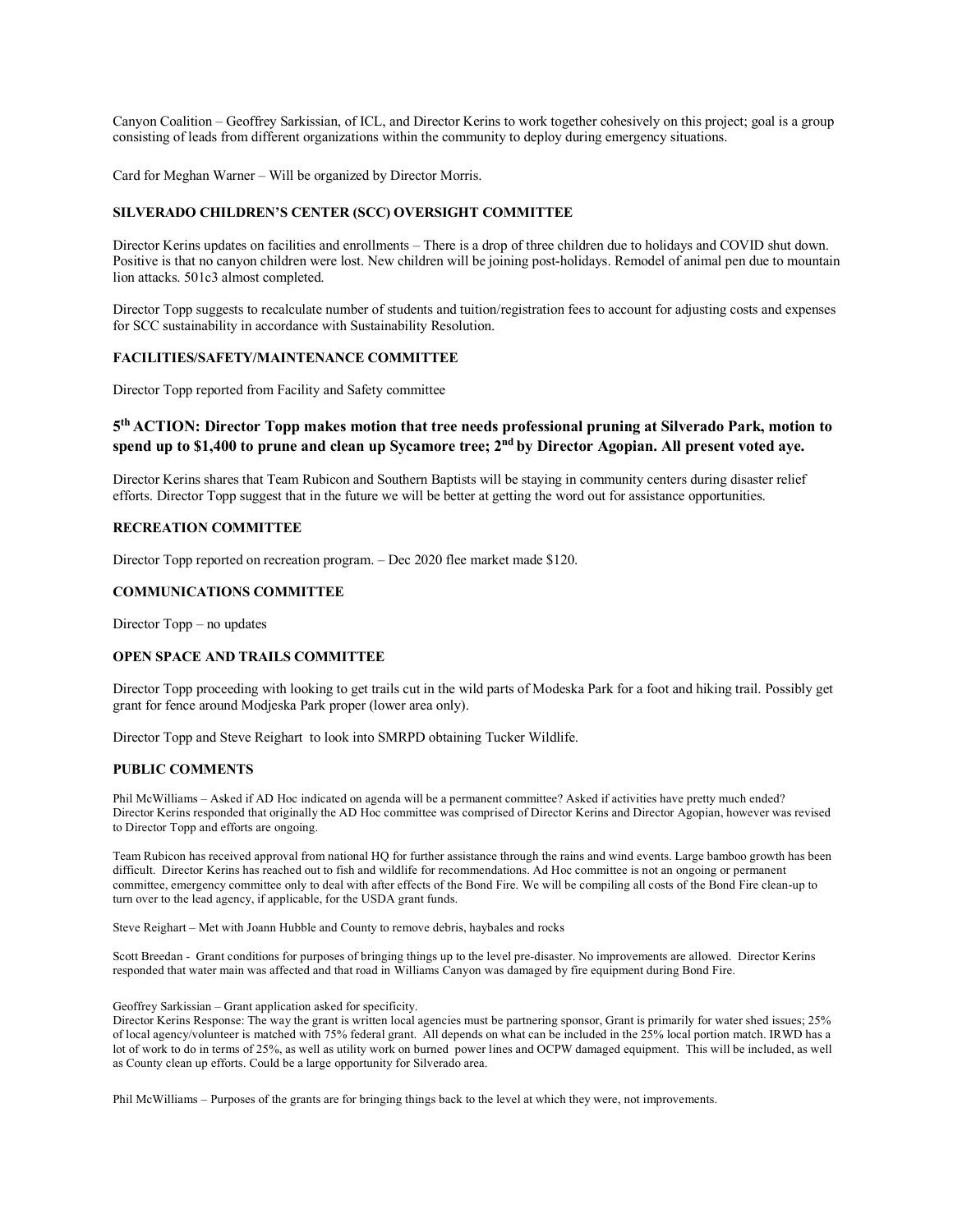Canyon Coalition – Geoffrey Sarkissian, of ICL, and Director Kerins to work together cohesively on this project; goal is a group consisting of leads from different organizations within the community to deploy during emergency situations.

Card for Meghan Warner – Will be organized by Director Morris.

### SILVERADO CHILDREN'S CENTER (SCC) OVERSIGHT COMMITTEE

Director Kerins updates on facilities and enrollments – There is a drop of three children due to holidays and COVID shut down. Positive is that no canyon children were lost. New children will be joining post-holidays. Remodel of animal pen due to mountain lion attacks. 501c3 almost completed.

Director Topp suggests to recalculate number of students and tuition/registration fees to account for adjusting costs and expenses for SCC sustainability in accordance with Sustainability Resolution.

### FACILITIES/SAFETY/MAINTENANCE COMMITTEE

Director Topp reported from Facility and Safety committee

**5th ACTION: Director Topp makes motion that tree needs professional pruning at Silverado Park, motion to spend up to $1,400 to prune and clean up Sycamore tree; 2nd by Director Agopian. All present voted aye.**

Director Kerins shares that Team Rubicon and Southern Baptists will be staying in community centers during disaster relief efforts. Director Topp suggest that in the future we will be better at getting the word out for assistance opportunities.

### RECREATION COMMITTEE

Director Topp reported on recreation program. – Dec 2020 flee market made $120.

### COMMUNICATIONS COMMITTEE

Director Topp – no updates

### OPEN SPACE AND TRAILS COMMITTEE

Director Topp proceeding with looking to get trails cut in the wild parts of Modeska Park for a foot and hiking trail. Possibly get grant for fence around Modjeska Park proper (lower area only).

Director Topp and Steve Reighart to look into SMRPD obtaining Tucker Wildlife.

### PUBLIC COMMENTS

Phil McWilliams – Asked if AD Hoc indicated on agenda will be a permanent committee? Asked if activities have pretty much ended? Director Kerins responded that originally the AD Hoc committee was comprised of Director Kerins and Director Agopian, however was revised to Director Topp and efforts are ongoing.

Team Rubicon has received approval from national HQ for further assistance through the rains and wind events. Large bamboo growth has been difficult. Director Kerins has reached out to fish and wildlife for recommendations. Ad Hoc committee is not an ongoing or permanent committee, emergency committee only to deal with after effects of the Bond Fire. We will be compiling all costs of the Bond Fire clean-up to turn over to the lead agency, if applicable, for the USDA grant funds.

Steve Reighart – Met with Joann Hubble and County to remove debris, haybales and rocks

Scott Breedan - Grant conditions for purposes of bringing things up to the level pre-disaster. No improvements are allowed. Director Kerins responded that water main was affected and that road in Williams Canyon was damaged by fire equipment during Bond Fire.

Geoffrey Sarkissian – Grant application asked for specificity.
Director Kerins Response: The way the grant is written local agencies must be partnering sponsor, Grant is primarily for water shed issues; 25% of local agency/volunteer is matched with 75% federal grant. All depends on what can be included in the 25% local portion match. IRWD has a lot of work to do in terms of 25%, as well as utility work on burned power lines and OCPW damaged equipment. This will be included, as well as County clean up efforts. Could be a large opportunity for Silverado area.

Phil McWilliams – Purposes of the grants are for bringing things back to the level at which they were, not improvements.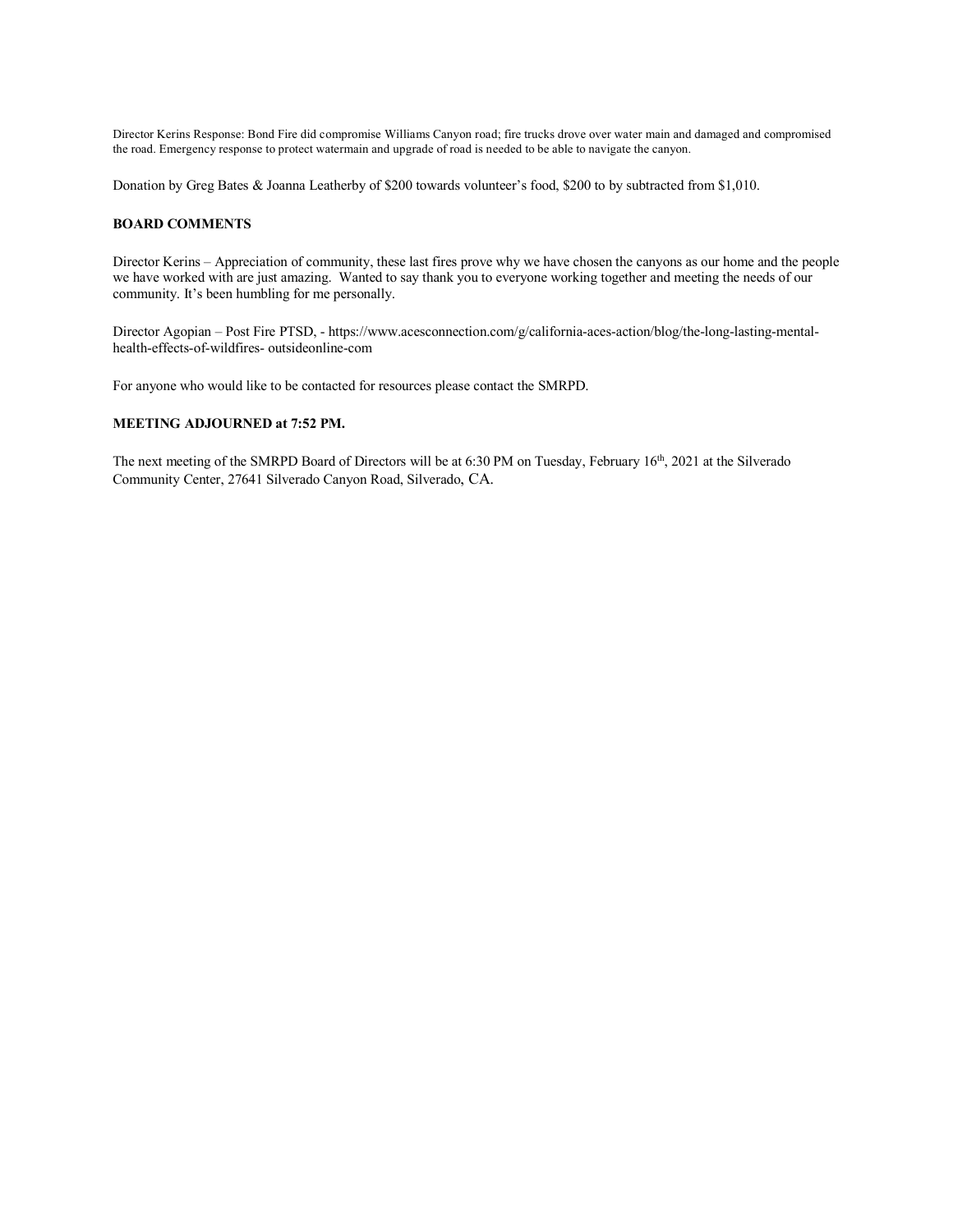Director Kerins Response: Bond Fire did compromise Williams Canyon road; fire trucks drove over water main and damaged and compromised the road. Emergency response to protect watermain and upgrade of road is needed to be able to navigate the canyon.

Donation by Greg Bates & Joanna Leatherby of $200 towards volunteer's food, $200 to by subtracted from $1,010.

**BOARD COMMENTS**

Director Kerins – Appreciation of community, these last fires prove why we have chosen the canyons as our home and the people we have worked with are just amazing. Wanted to say thank you to everyone working together and meeting the needs of our community. It's been humbling for me personally.

Director Agopian – Post Fire PTSD, - https://www.acesconnection.com/g/california-aces-action/blog/the-long-lasting-mental-health-effects-of-wildfires- outsideonline-com

For anyone who would like to be contacted for resources please contact the SMRPD.

**MEETING ADJOURNED at 7:52 PM.**

The next meeting of the SMRPD Board of Directors will be at 6:30 PM on Tuesday, February 16th, 2021 at the Silverado Community Center, 27641 Silverado Canyon Road, Silverado, CA.